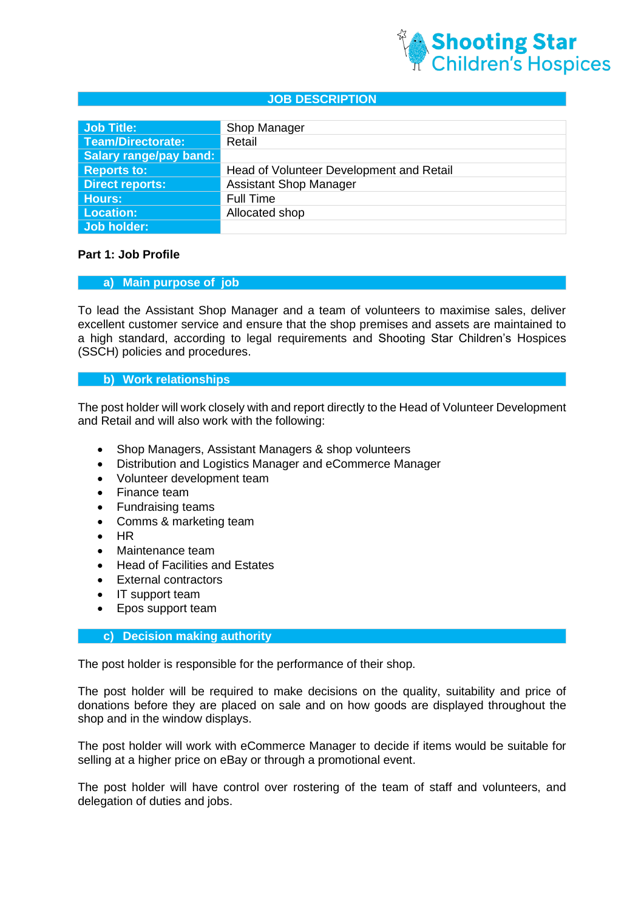Shooting Star Children's Hospices

# JOB DESCRIPTION

| | |
|---|---|
| **Job Title:** | Shop Manager |
| **Team/Directorate:** | Retail |
| **Salary range/pay band:** | |
| **Reports to:** | Head of Volunteer Development and Retail |
| **Direct reports:** | Assistant Shop Manager |
| **Hours:** | Full Time |
| **Location:** | Allocated shop |
| **Job holder:** | |

**Part 1: Job Profile**

## a) Main purpose of job

To lead the Assistant Shop Manager and a team of volunteers to maximise sales, deliver excellent customer service and ensure that the shop premises and assets are maintained to a high standard, according to legal requirements and Shooting Star Children's Hospices (SSCH) policies and procedures.

## b) Work relationships

The post holder will work closely with and report directly to the Head of Volunteer Development and Retail and will also work with the following:

- Shop Managers, Assistant Managers & shop volunteers
- Distribution and Logistics Manager and eCommerce Manager
- Volunteer development team
- Finance team
- Fundraising teams
- Comms & marketing team
- HR
- Maintenance team
- Head of Facilities and Estates
- External contractors
- IT support team
- Epos support team

## c) Decision making authority

The post holder is responsible for the performance of their shop.

The post holder will be required to make decisions on the quality, suitability and price of donations before they are placed on sale and on how goods are displayed throughout the shop and in the window displays.

The post holder will work with eCommerce Manager to decide if items would be suitable for selling at a higher price on eBay or through a promotional event.

The post holder will have control over rostering of the team of staff and volunteers, and delegation of duties and jobs.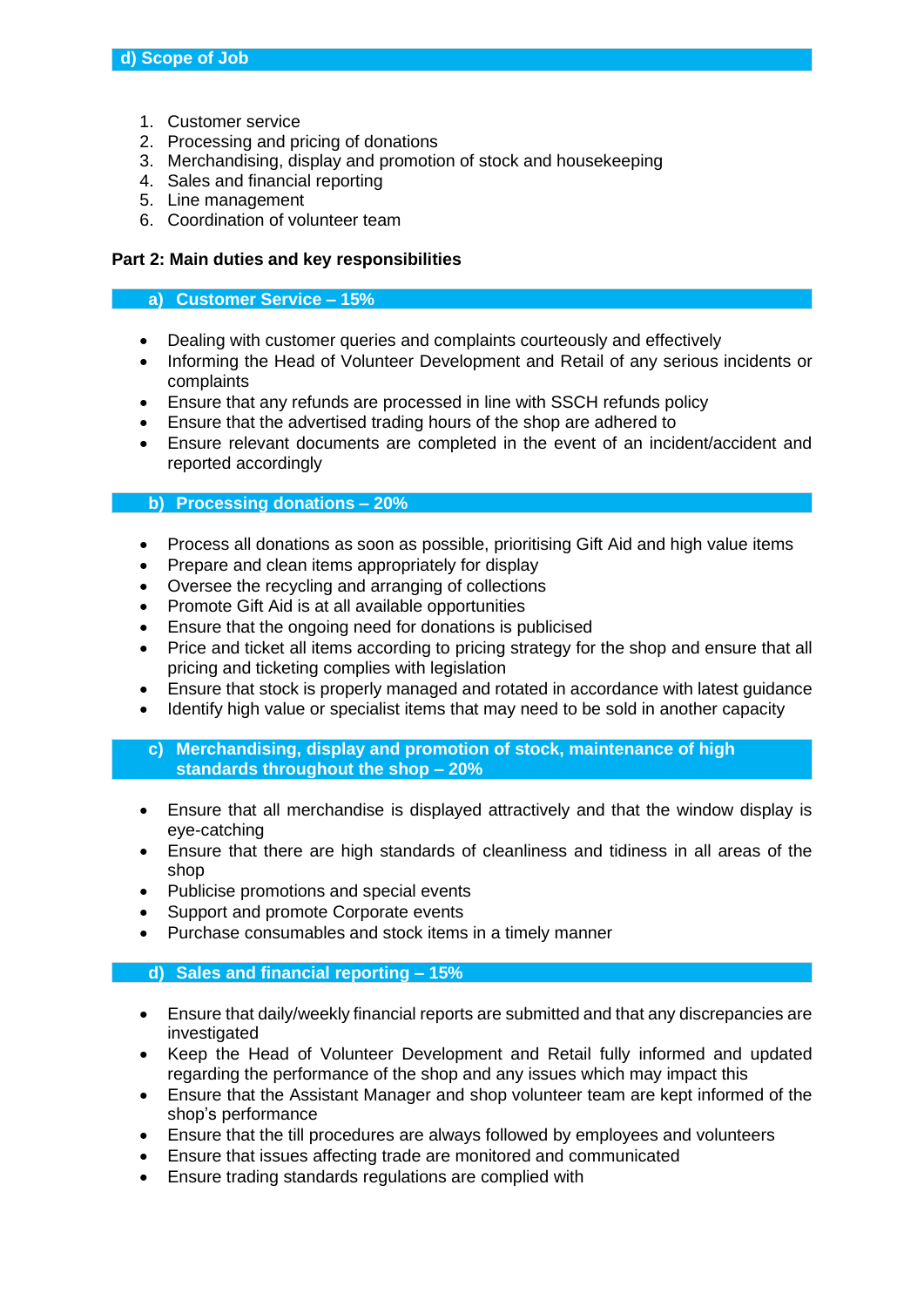## d) Scope of Job

1. Customer service
2. Processing and pricing of donations
3. Merchandising, display and promotion of stock and housekeeping
4. Sales and financial reporting
5. Line management
6. Coordination of volunteer team

**Part 2: Main duties and key responsibilities**

### a) Customer Service – 15%

- Dealing with customer queries and complaints courteously and effectively
- Informing the Head of Volunteer Development and Retail of any serious incidents or complaints
- Ensure that any refunds are processed in line with SSCH refunds policy
- Ensure that the advertised trading hours of the shop are adhered to
- Ensure relevant documents are completed in the event of an incident/accident and reported accordingly

### b) Processing donations – 20%

- Process all donations as soon as possible, prioritising Gift Aid and high value items
- Prepare and clean items appropriately for display
- Oversee the recycling and arranging of collections
- Promote Gift Aid is at all available opportunities
- Ensure that the ongoing need for donations is publicised
- Price and ticket all items according to pricing strategy for the shop and ensure that all pricing and ticketing complies with legislation
- Ensure that stock is properly managed and rotated in accordance with latest guidance
- Identify high value or specialist items that may need to be sold in another capacity

### c) Merchandising, display and promotion of stock, maintenance of high standards throughout the shop – 20%

- Ensure that all merchandise is displayed attractively and that the window display is eye-catching
- Ensure that there are high standards of cleanliness and tidiness in all areas of the shop
- Publicise promotions and special events
- Support and promote Corporate events
- Purchase consumables and stock items in a timely manner

### d) Sales and financial reporting – 15%

- Ensure that daily/weekly financial reports are submitted and that any discrepancies are investigated
- Keep the Head of Volunteer Development and Retail fully informed and updated regarding the performance of the shop and any issues which may impact this
- Ensure that the Assistant Manager and shop volunteer team are kept informed of the shop's performance
- Ensure that the till procedures are always followed by employees and volunteers
- Ensure that issues affecting trade are monitored and communicated
- Ensure trading standards regulations are complied with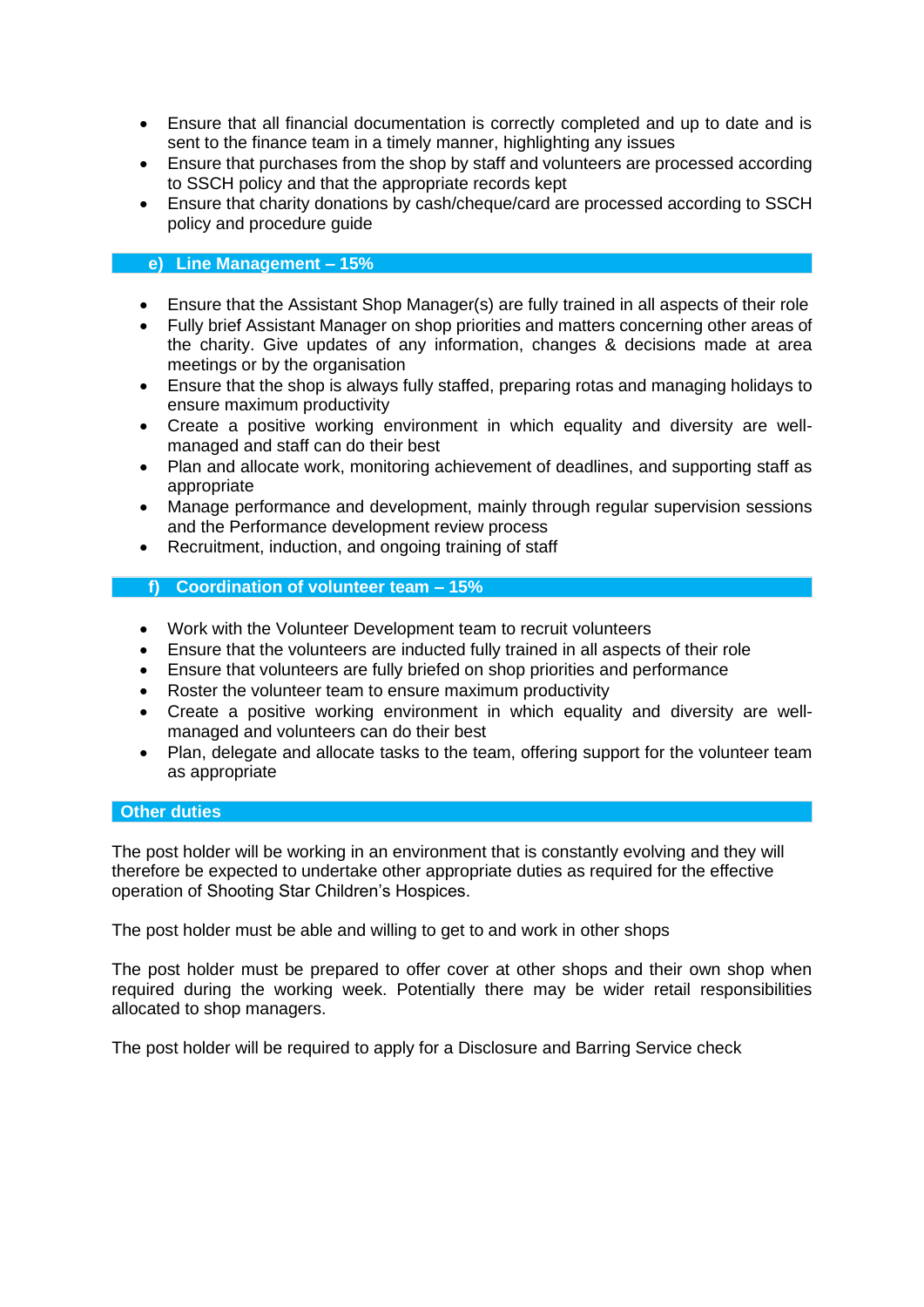- Ensure that all financial documentation is correctly completed and up to date and is sent to the finance team in a timely manner, highlighting any issues
- Ensure that purchases from the shop by staff and volunteers are processed according to SSCH policy and that the appropriate records kept
- Ensure that charity donations by cash/cheque/card are processed according to SSCH policy and procedure guide

## e) Line Management – 15%

- Ensure that the Assistant Shop Manager(s) are fully trained in all aspects of their role
- Fully brief Assistant Manager on shop priorities and matters concerning other areas of the charity. Give updates of any information, changes & decisions made at area meetings or by the organisation
- Ensure that the shop is always fully staffed, preparing rotas and managing holidays to ensure maximum productivity
- Create a positive working environment in which equality and diversity are well-managed and staff can do their best
- Plan and allocate work, monitoring achievement of deadlines, and supporting staff as appropriate
- Manage performance and development, mainly through regular supervision sessions and the Performance development review process
- Recruitment, induction, and ongoing training of staff

## f) Coordination of volunteer team – 15%

- Work with the Volunteer Development team to recruit volunteers
- Ensure that the volunteers are inducted fully trained in all aspects of their role
- Ensure that volunteers are fully briefed on shop priorities and performance
- Roster the volunteer team to ensure maximum productivity
- Create a positive working environment in which equality and diversity are well-managed and volunteers can do their best
- Plan, delegate and allocate tasks to the team, offering support for the volunteer team as appropriate

## Other duties

The post holder will be working in an environment that is constantly evolving and they will therefore be expected to undertake other appropriate duties as required for the effective operation of Shooting Star Children's Hospices.

The post holder must be able and willing to get to and work in other shops

The post holder must be prepared to offer cover at other shops and their own shop when required during the working week. Potentially there may be wider retail responsibilities allocated to shop managers.

The post holder will be required to apply for a Disclosure and Barring Service check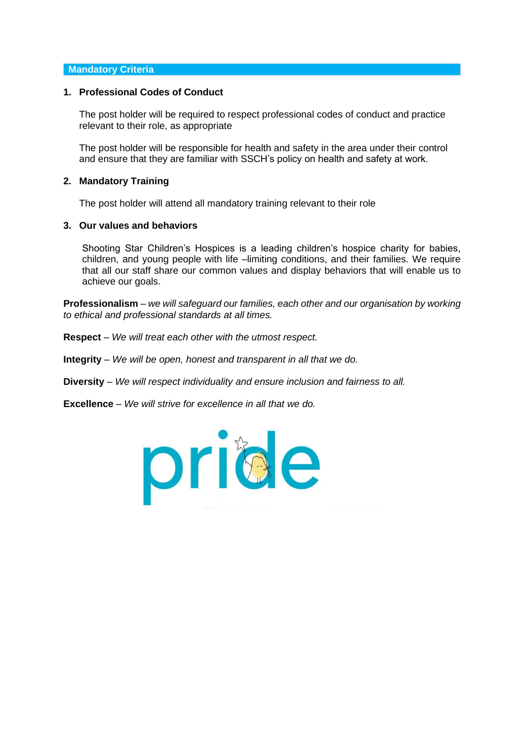## Mandatory Criteria

### 1. Professional Codes of Conduct

The post holder will be required to respect professional codes of conduct and practice relevant to their role, as appropriate

The post holder will be responsible for health and safety in the area under their control and ensure that they are familiar with SSCH's policy on health and safety at work.

### 2. Mandatory Training

The post holder will attend all mandatory training relevant to their role

### 3. Our values and behaviors

Shooting Star Children's Hospices is a leading children's hospice charity for babies, children, and young people with life –limiting conditions, and their families. We require that all our staff share our common values and display behaviors that will enable us to achieve our goals.

**Professionalism** – *we will safeguard our families, each other and our organisation by working to ethical and professional standards at all times.*

**Respect** – *We will treat each other with the utmost respect.*

**Integrity** – *We will be open, honest and transparent in all that we do.*

**Diversity** – *We will respect individuality and ensure inclusion and fairness to all.*

**Excellence** – *We will strive for excellence in all that we do.*

pride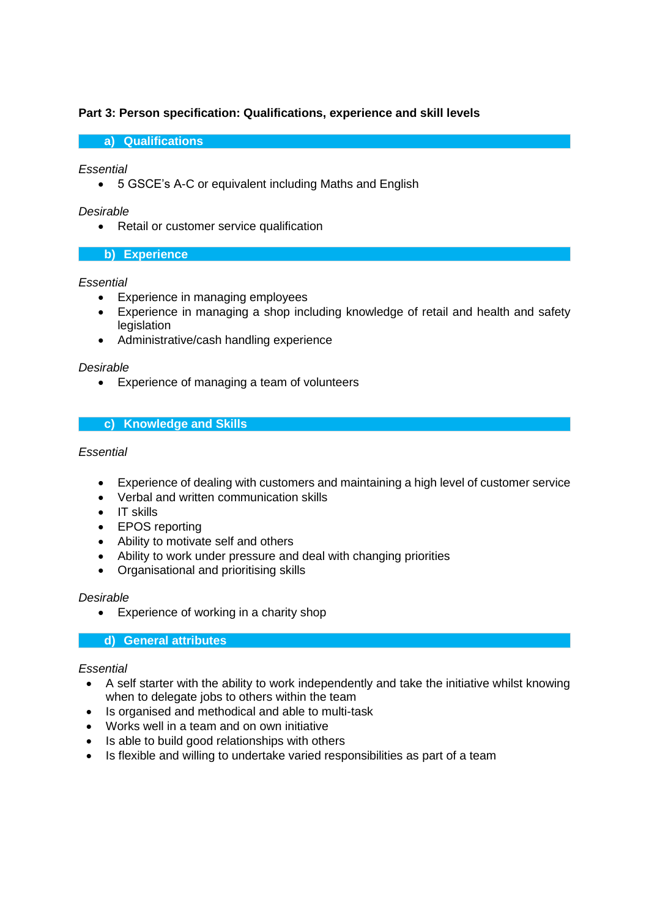**Part 3: Person specification: Qualifications, experience and skill levels**

## a) Qualifications

*Essential*

- 5 GSCE's A-C or equivalent including Maths and English

*Desirable*

- Retail or customer service qualification

## b) Experience

*Essential*

- Experience in managing employees
- Experience in managing a shop including knowledge of retail and health and safety legislation
- Administrative/cash handling experience

*Desirable*

- Experience of managing a team of volunteers

## c) Knowledge and Skills

*Essential*

- Experience of dealing with customers and maintaining a high level of customer service
- Verbal and written communication skills
- IT skills
- EPOS reporting
- Ability to motivate self and others
- Ability to work under pressure and deal with changing priorities
- Organisational and prioritising skills

*Desirable*

- Experience of working in a charity shop

## d) General attributes

*Essential*

- A self starter with the ability to work independently and take the initiative whilst knowing when to delegate jobs to others within the team
- Is organised and methodical and able to multi-task
- Works well in a team and on own initiative
- Is able to build good relationships with others
- Is flexible and willing to undertake varied responsibilities as part of a team